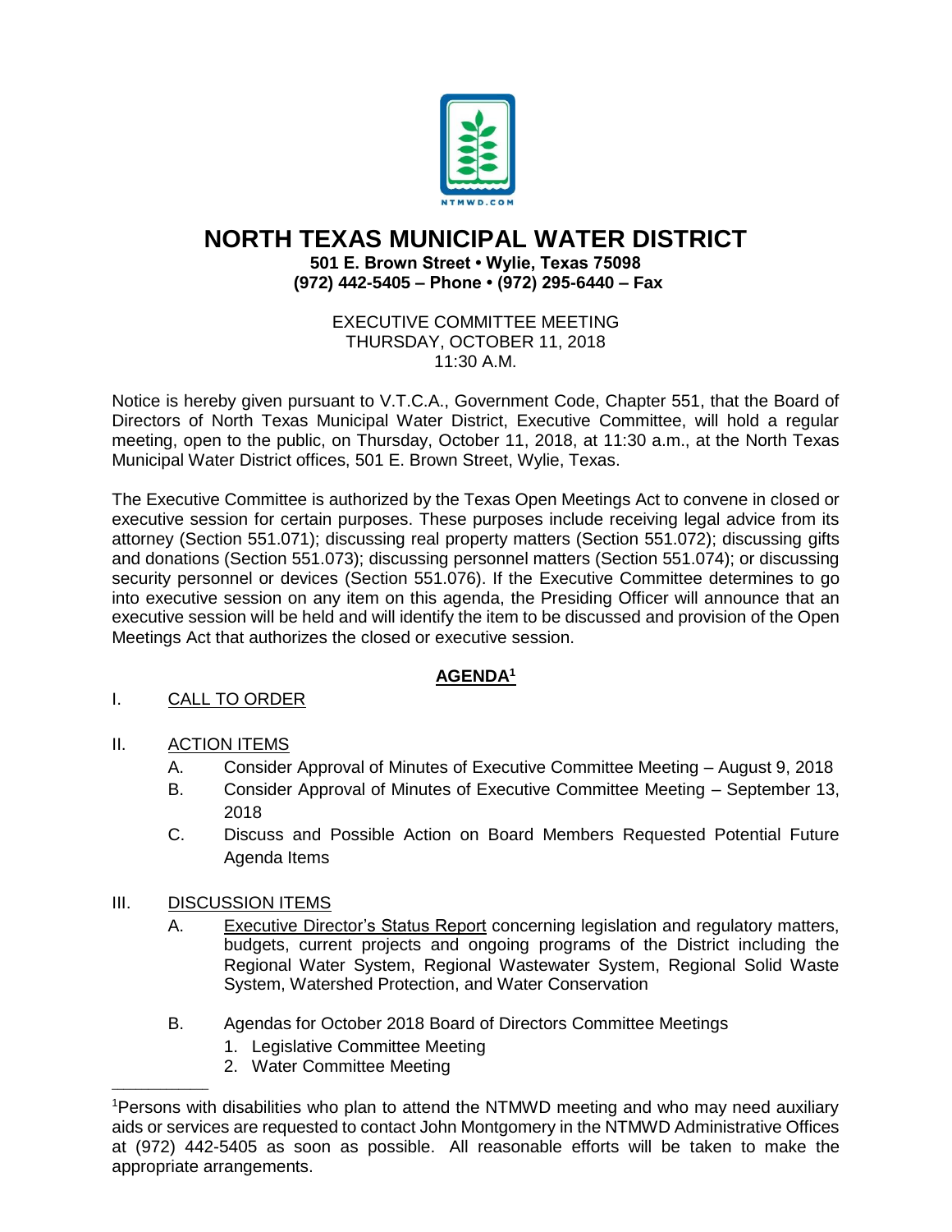# NORTH TEXAS MUNICIPAL WATER DISTRICT

**501 E. Brown Street • Wylie, Texas 75098**
**(972) 442-5405 – Phone • (972) 295-6440 – Fax**

EXECUTIVE COMMITTEE MEETING
THURSDAY, OCTOBER 11, 2018
11:30 A.M.

Notice is hereby given pursuant to V.T.C.A., Government Code, Chapter 551, that the Board of Directors of North Texas Municipal Water District, Executive Committee, will hold a regular meeting, open to the public, on Thursday, October 11, 2018, at 11:30 a.m., at the North Texas Municipal Water District offices, 501 E. Brown Street, Wylie, Texas.

The Executive Committee is authorized by the Texas Open Meetings Act to convene in closed or executive session for certain purposes. These purposes include receiving legal advice from its attorney (Section 551.071); discussing real property matters (Section 551.072); discussing gifts and donations (Section 551.073); discussing personnel matters (Section 551.074); or discussing security personnel or devices (Section 551.076). If the Executive Committee determines to go into executive session on any item on this agenda, the Presiding Officer will announce that an executive session will be held and will identify the item to be discussed and provision of the Open Meetings Act that authorizes the closed or executive session.

## AGENDA[1]

I. CALL TO ORDER

II. ACTION ITEMS

A. Consider Approval of Minutes of Executive Committee Meeting – August 9, 2018

B. Consider Approval of Minutes of Executive Committee Meeting – September 13, 2018

C. Discuss and Possible Action on Board Members Requested Potential Future Agenda Items

III. DISCUSSION ITEMS

A. Executive Director's Status Report concerning legislation and regulatory matters, budgets, current projects and ongoing programs of the District including the Regional Water System, Regional Wastewater System, Regional Solid Waste System, Watershed Protection, and Water Conservation

B. Agendas for October 2018 Board of Directors Committee Meetings
1. Legislative Committee Meeting
2. Water Committee Meeting

---

[1]Persons with disabilities who plan to attend the NTMWD meeting and who may need auxiliary aids or services are requested to contact John Montgomery in the NTMWD Administrative Offices at (972) 442-5405 as soon as possible. All reasonable efforts will be taken to make the appropriate arrangements.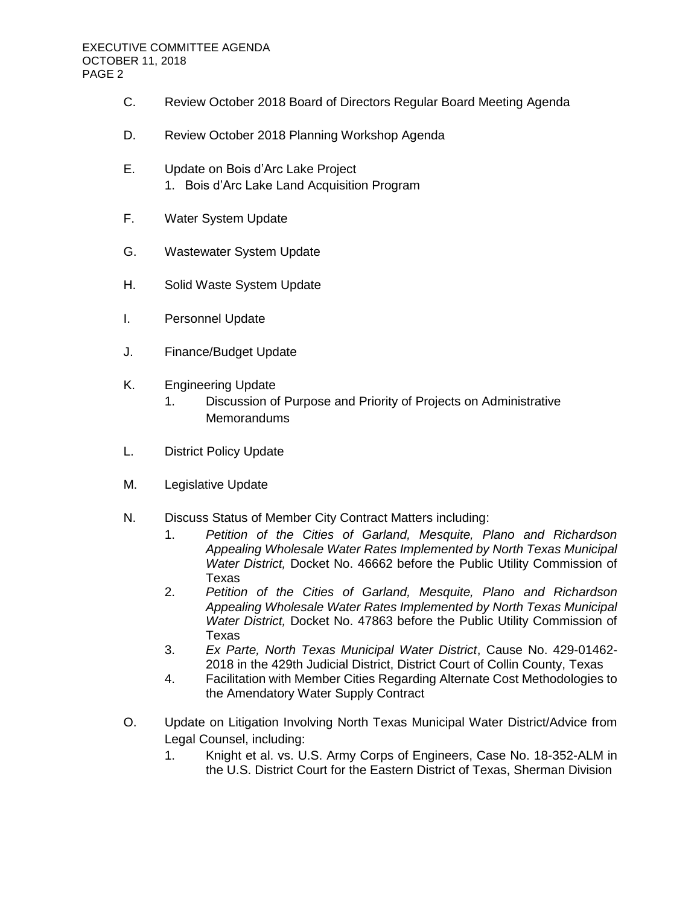C. Review October 2018 Board of Directors Regular Board Meeting Agenda

D. Review October 2018 Planning Workshop Agenda

E. Update on Bois d'Arc Lake Project
   1. Bois d'Arc Lake Land Acquisition Program

F. Water System Update

G. Wastewater System Update

H. Solid Waste System Update

I. Personnel Update

J. Finance/Budget Update

K. Engineering Update
   1. Discussion of Purpose and Priority of Projects on Administrative Memorandums

L. District Policy Update

M. Legislative Update

N. Discuss Status of Member City Contract Matters including:
   1. *Petition of the Cities of Garland, Mesquite, Plano and Richardson Appealing Wholesale Water Rates Implemented by North Texas Municipal Water District,* Docket No. 46662 before the Public Utility Commission of Texas
   2. *Petition of the Cities of Garland, Mesquite, Plano and Richardson Appealing Wholesale Water Rates Implemented by North Texas Municipal Water District,* Docket No. 47863 before the Public Utility Commission of Texas
   3. *Ex Parte, North Texas Municipal Water District*, Cause No. 429-01462-2018 in the 429th Judicial District, District Court of Collin County, Texas
   4. Facilitation with Member Cities Regarding Alternate Cost Methodologies to the Amendatory Water Supply Contract

O. Update on Litigation Involving North Texas Municipal Water District/Advice from Legal Counsel, including:
   1. Knight et al. vs. U.S. Army Corps of Engineers, Case No. 18-352-ALM in the U.S. District Court for the Eastern District of Texas, Sherman Division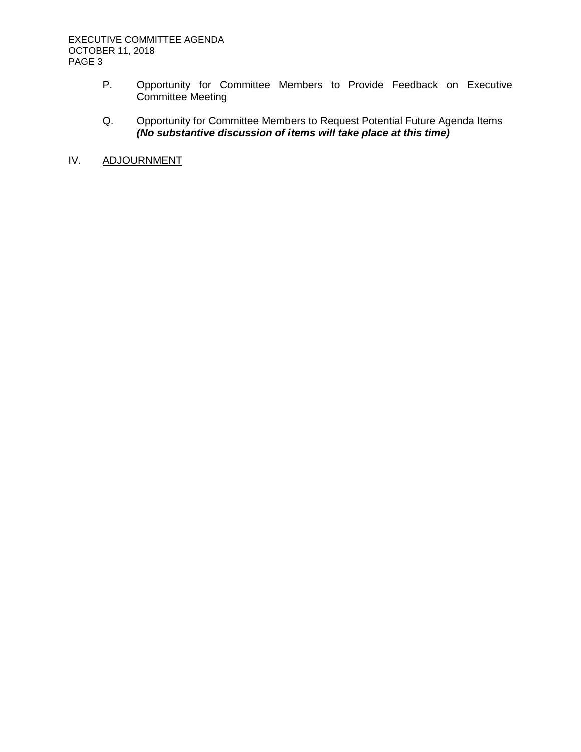P. Opportunity for Committee Members to Provide Feedback on Executive Committee Meeting

Q. Opportunity for Committee Members to Request Potential Future Agenda Items
***(No substantive discussion of items will take place at this time)***

IV. ADJOURNMENT